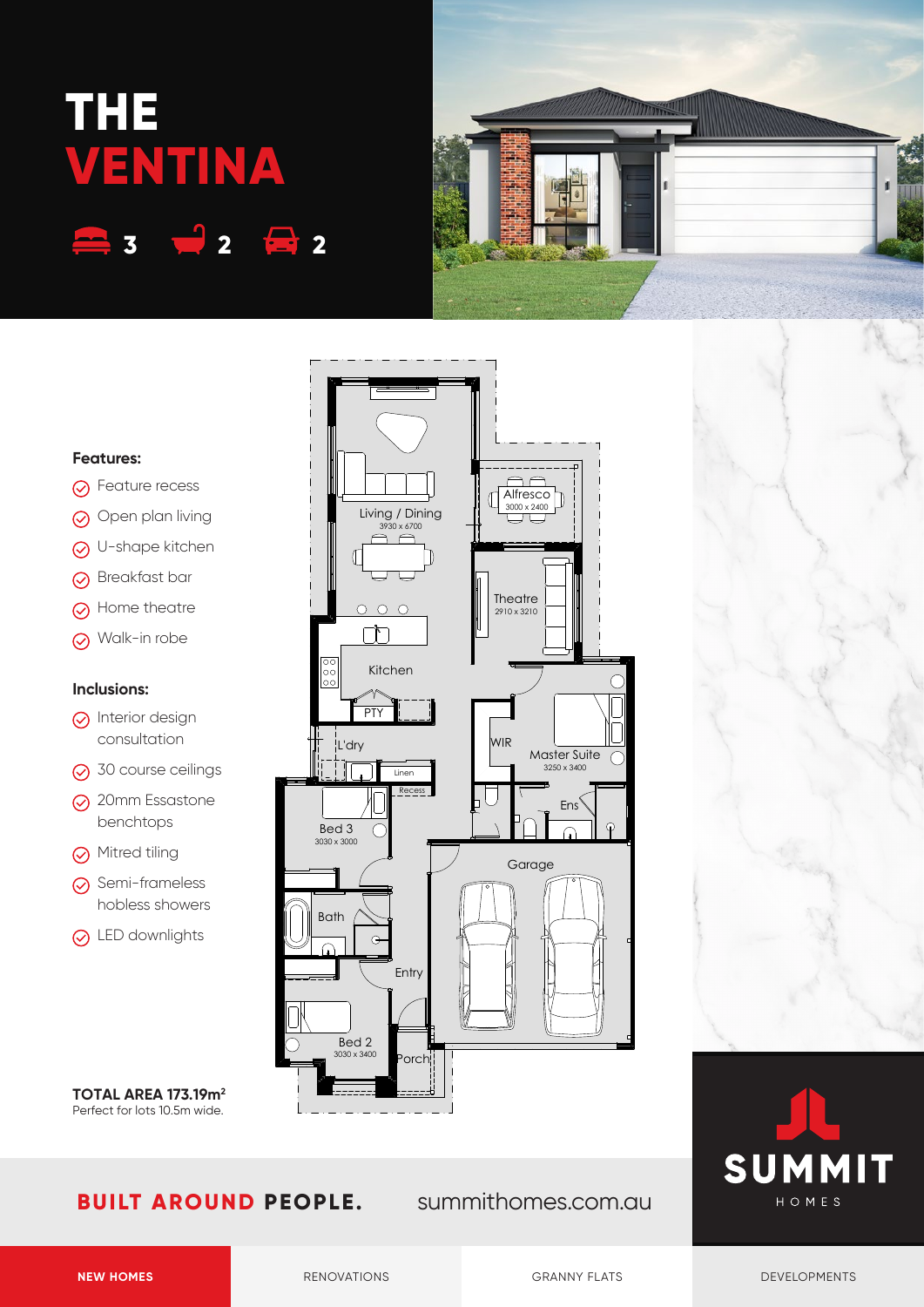# THE VENTINA

3 2 2

**Features:**

- Feature recess
- Open plan living
- U-shape kitchen
- Breakfast bar
- Home theatre
- Walk-in robe

**Inclusions:**

- Interior design consultation
- 30 course ceilings
- 20mm Essastone benchtops
- Mitred tiling
- Semi-frameless hobless showers
- LED downlights

Living / Dining
3930 x 6700

Alfresco
3000 x 2400

Theatre
2910 x 3210

Kitchen

PTY

L'dry

Linen

Recess

WIR

Master Suite
3250 x 3400

Ens

Bed 3
3030 x 3000

Garage

Bath

Entry

Bed 2
3030 x 3400

Porch

**TOTAL AREA 173.19m²**
Perfect for lots 10.5m wide.

**BUILT AROUND PEOPLE.** summithomes.com.au

SUMMIT HOMES

NEW HOMES | RENOVATIONS | GRANNY FLATS | DEVELOPMENTS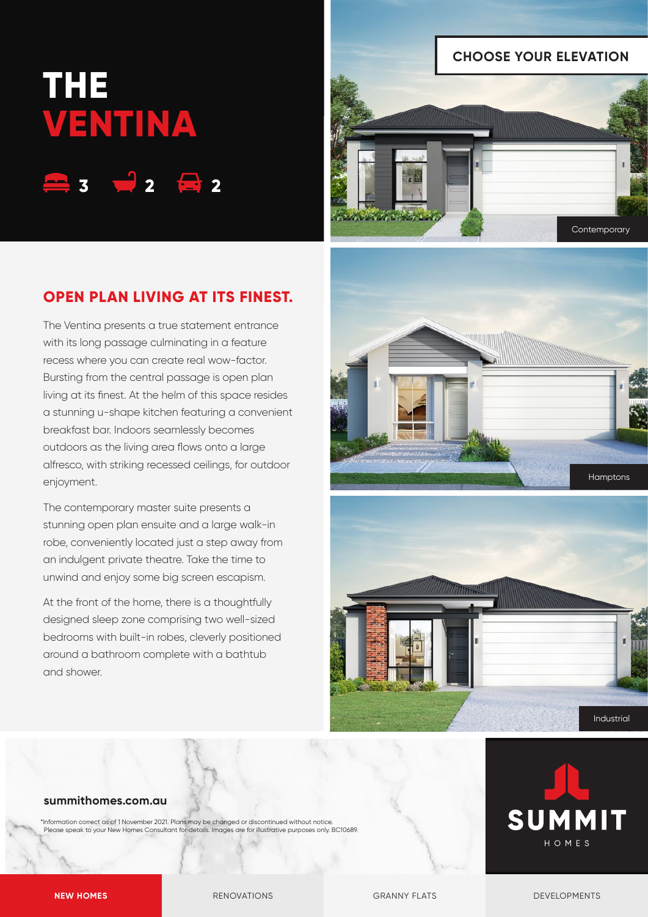# THE VENTINA

3 2 2

CHOOSE YOUR ELEVATION

Contemporary

Hamptons

Industrial

## OPEN PLAN LIVING AT ITS FINEST.

The Ventina presents a true statement entrance with its long passage culminating in a feature recess where you can create real wow-factor. Bursting from the central passage is open plan living at its finest. At the helm of this space resides a stunning u-shape kitchen featuring a convenient breakfast bar. Indoors seamlessly becomes outdoors as the living area flows onto a large alfresco, with striking recessed ceilings, for outdoor enjoyment.

The contemporary master suite presents a stunning open plan ensuite and a large walk-in robe, conveniently located just a step away from an indulgent private theatre. Take the time to unwind and enjoy some big screen escapism.

At the front of the home, there is a thoughtfully designed sleep zone comprising two well-sized bedrooms with built-in robes, cleverly positioned around a bathroom complete with a bathtub and shower.

**summithomes.com.au**

*Information correct as of 1 November 2021. Plans may be changed or discontinued without notice. Please speak to your New Homes Consultant for details. Images are for illustrative purposes only. BC10689.

SUMMIT HOMES

NEW HOMES | RENOVATIONS | GRANNY FLATS | DEVELOPMENTS